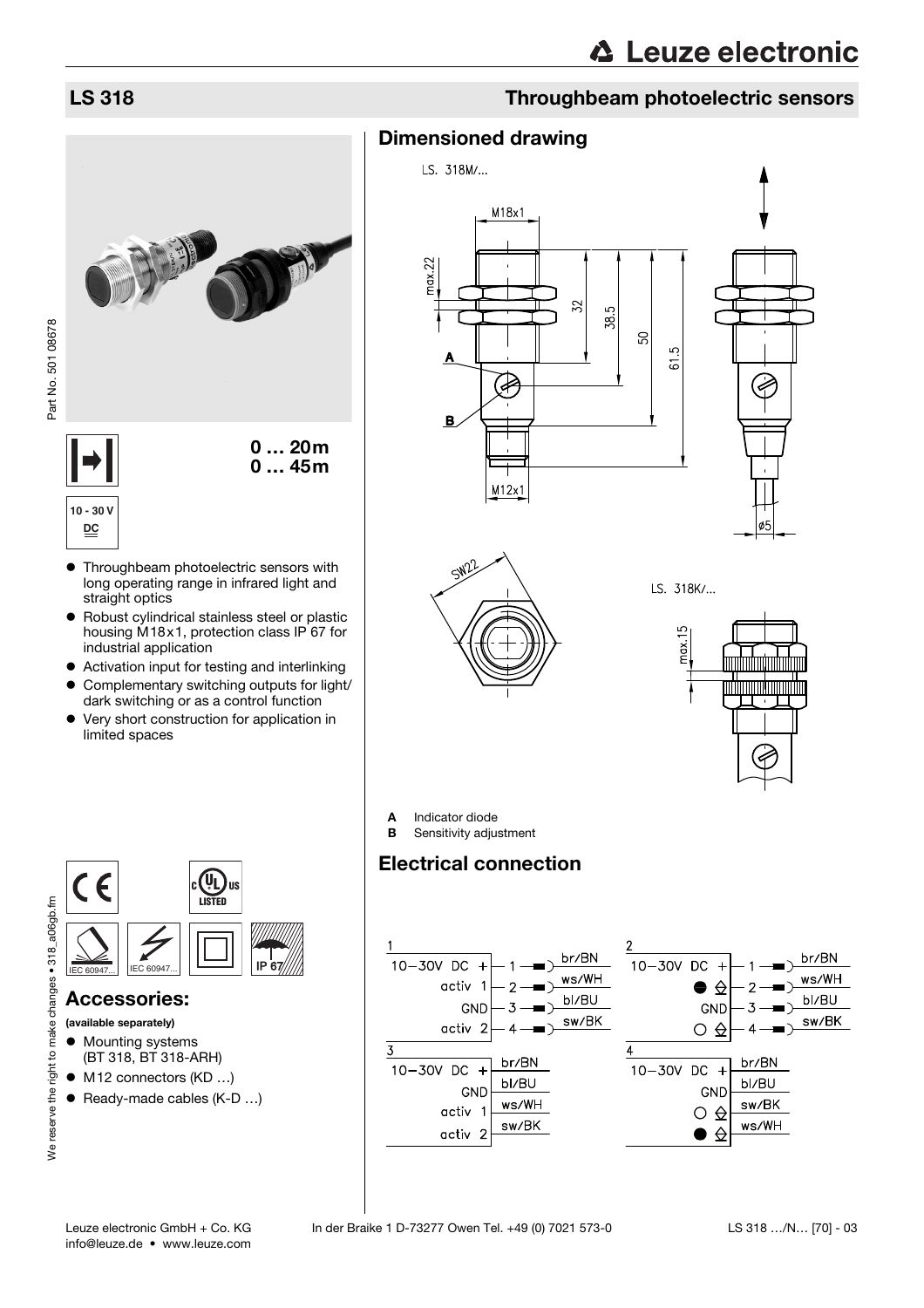# LS 318

## Throughbeam photoelectric sensors

0 … 20m
0 … 45m

10 - 30 V DC

- Throughbeam photoelectric sensors with long operating range in infrared light and straight optics
- Robust cylindrical stainless steel or plastic housing M18x1, protection class IP 67 for industrial application
- Activation input for testing and interlinking
- Complementary switching outputs for light/dark switching or as a control function
- Very short construction for application in limited spaces

IEC 60947... IEC 60947... IP 67

## Accessories:

**(available separately)**

- Mounting systems (BT 318, BT 318-ARH)
- M12 connectors (KD …)
- Ready-made cables (K-D …)

## Dimensioned drawing

LS. 318M/...

LS. 318K/...

**A** Indicator diode
**B** Sensitivity adjustment

## Electrical connection

1

| | Pin | Wire |
|---|---|---|
| 10–30V DC + | 1 | br/BN |
| activ 1 | 2 | ws/WH |
| GND | 3 | bl/BU |
| activ 2 | 4 | sw/BK |

2

| | Pin | Wire |
|---|---|---|
| 10–30V DC + | 1 | br/BN |
| ● ⇳ | 2 | ws/WH |
| GND | 3 | bl/BU |
| ○ ⇳ | 4 | sw/BK |

3

| | Wire |
|---|---|
| 10–30V DC + | br/BN |
| GND | bl/BU |
| activ 1 | ws/WH |
| activ 2 | sw/BK |

4

| | Wire |
|---|---|
| 10–30V DC + | br/BN |
| GND | bl/BU |
| ○ ⇳ | sw/BK |
| ● ⇳ | ws/WH |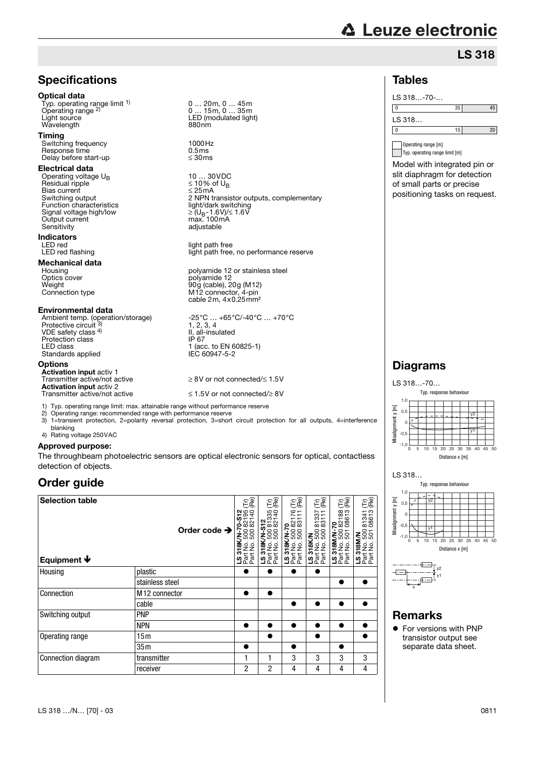# LS 318

## Specifications

### Optical data

| | |
|---|---|
| Typ. operating range limit [1] | 0 … 20m, 0 … 45m |
| Operating range [2] | 0 … 15m, 0 … 35m |
| Light source | LED (modulated light) |
| Wavelength | 880nm |

### Timing

| | |
|---|---|
| Switching frequency | 1000Hz |
| Response time | 0.5ms |
| Delay before start-up | ≤ 30ms |

### Electrical data

| | |
|---|---|
| Operating voltage $U_B$ | 10 … 30VDC |
| Residual ripple | ≤ 10% of $U_B$ |
| Bias current | ≤ 25mA |
| Switching output | 2 NPN transistor outputs, complementary |
| Function characteristics | light/dark switching |
| Signal voltage high/low | ≥ ($U_B$-1.6V)/≤ 1.6V |
| Output current | max. 100mA |
| Sensitivity | adjustable |

### Indicators

| | |
|---|---|
| LED red | light path free |
| LED red flashing | light path free, no performance reserve |

### Mechanical data

| | |
|---|---|
| Housing | polyamide 12 or stainless steel |
| Optics cover | polyamide 12 |
| Weight | 90g (cable), 20g (M12) |
| Connection type | M12 connector, 4-pin<br>cable 2m, 4x0.25mm² |

### Environmental data

| | |
|---|---|
| Ambient temp. (operation/storage) | -25°C … +65°C/-40°C … +70°C |
| Protective circuit [3] | 1, 2, 3, 4 |
| VDE safety class [4] | II, all-insulated |
| Protection class | IP 67 |
| LED class | 1 (acc. to EN 60825-1) |
| Standards applied | IEC 60947-5-2 |

### Options

| | |
|---|---|
| **Activation input** activ 1 | |
| Transmitter active/not active | ≥ 8V or not connected/≤ 1.5V |
| **Activation input** activ 2 | |
| Transmitter active/not active | ≤ 1.5V or not connected/≥ 8V |

1) Typ. operating range limit: max. attainable range without performance reserve
2) Operating range: recommended range with performance reserve
3) 1=transient protection, 2=polarity reversal protection, 3=short circuit protection for all outputs, 4=interference blanking
4) Rating voltage 250VAC

**Approved purpose:**

The throughbeam photoelectric sensors are optical electronic sensors for optical, contactless detection of objects.

## Order guide

| Selection table<br>Equipment ↓ | Order code → | **LS 318K/N-70-S12**<br>Part No. 500 82195 (Tr)<br>Part No. 500 82140 (Re) | **LS 318K/N-S12**<br>Part No. 500 81335 (Tr)<br>Part No. 500 82140 (Re) | **LS 318K/N-70**<br>Part No. 500 82176 (Tr)<br>Part No. 500 83111 (Re) | **LS 318K/N**<br>Part No. 500 81337 (Tr)<br>Part No. 500 83111 (Re) | **LS 318M/N-70**<br>Part No. 500 82188 (Tr)<br>Part No. 501 08613 (Re) | **LS 318M/N**<br>Part No. 500 81341 (Tr)<br>Part No. 501 08613 (Re) |
|---|---|---|---|---|---|---|---|
| Housing | plastic | ● | ● | ● | ● | | |
| | stainless steel | | | | | ● | ● |
| Connection | M12 connector | ● | ● | | | | |
| | cable | | | ● | ● | ● | ● |
| Switching output | PNP | | | | | | |
| | NPN | ● | ● | ● | ● | ● | ● |
| Operating range | 15m | | ● | | ● | | ● |
| | 35m | ● | | ● | | ● | |
| Connection diagram | transmitter | 1 | 1 | 3 | 3 | 3 | 3 |
| | receiver | 2 | 2 | 4 | 4 | 4 | 4 |

## Tables

LS 318…-70-…

0 35 45

LS 318…

0 15 20

Operating range [m]

Typ. operating range limit [m]

Model with integrated pin or slit diaphragm for detection of small parts or precise positioning tasks on request.

## Diagrams

LS 318…-70…

Typ. response behaviour

Misalignment y [m]

1,0 0,5 0 -0,5 -1,0

y2 y1

0 5 10 15 20 25 30 35 40 45 50

Distance x [m]

LS 318…

Typ. response behaviour

Misalignment y [m]

1,0 0,5 0 -0,5 -1,0

y2 y1

0 5 10 15 20 25 30 35 40 45 50

Distance x [m]

y2 y1 x

## Remarks

- For versions with PNP transistor output see separate data sheet.